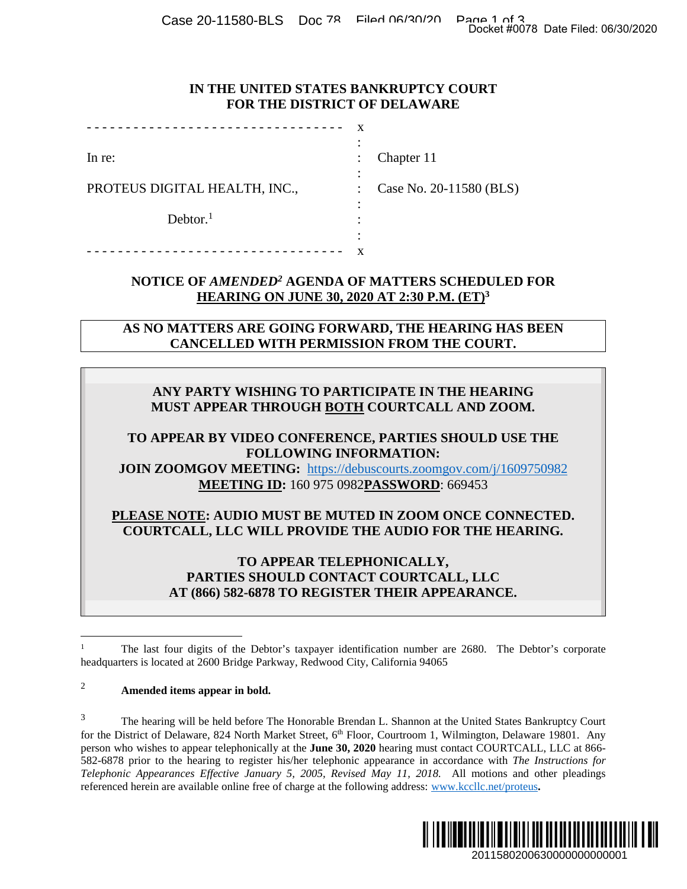# IN THE UNITED STATES BANKRUPTCY COURT
# FOR THE DISTRICT OF DELAWARE

| | | |
|---|---|---|
| In re: | : | Chapter 11 |
| PROTEUS DIGITAL HEALTH, INC., | : | Case No. 20-11580 (BLS) |
| Debtor.[1] | : | |

## NOTICE OF *AMENDED*[2] AGENDA OF MATTERS SCHEDULED FOR HEARING ON JUNE 30, 2020 AT 2:30 P.M. (ET)[3]

**AS NO MATTERS ARE GOING FORWARD, THE HEARING HAS BEEN CANCELLED WITH PERMISSION FROM THE COURT.**

**ANY PARTY WISHING TO PARTICIPATE IN THE HEARING MUST APPEAR THROUGH BOTH COURTCALL AND ZOOM.**

**TO APPEAR BY VIDEO CONFERENCE, PARTIES SHOULD USE THE FOLLOWING INFORMATION:**
**JOIN ZOOMGOV MEETING:** https://debuscourts.zoomgov.com/j/1609750982
**MEETING ID:** 160 975 0982**PASSWORD**: 669453

**PLEASE NOTE: AUDIO MUST BE MUTED IN ZOOM ONCE CONNECTED. COURTCALL, LLC WILL PROVIDE THE AUDIO FOR THE HEARING.**

**TO APPEAR TELEPHONICALLY, PARTIES SHOULD CONTACT COURTCALL, LLC AT (866) 582-6878 TO REGISTER THEIR APPEARANCE.**

---

[1] The last four digits of the Debtor's taxpayer identification number are 2680. The Debtor's corporate headquarters is located at 2600 Bridge Parkway, Redwood City, California 94065

[2] **Amended items appear in bold.**

[3] The hearing will be held before The Honorable Brendan L. Shannon at the United States Bankruptcy Court for the District of Delaware, 824 North Market Street, 6th Floor, Courtroom 1, Wilmington, Delaware 19801. Any person who wishes to appear telephonically at the **June 30, 2020** hearing must contact COURTCALL, LLC at 866-582-6878 prior to the hearing to register his/her telephonic appearance in accordance with *The Instructions for Telephonic Appearances Effective January 5, 2005, Revised May 11, 2018.* All motions and other pleadings referenced herein are available online free of charge at the following address: www.kccllc.net/proteus**.**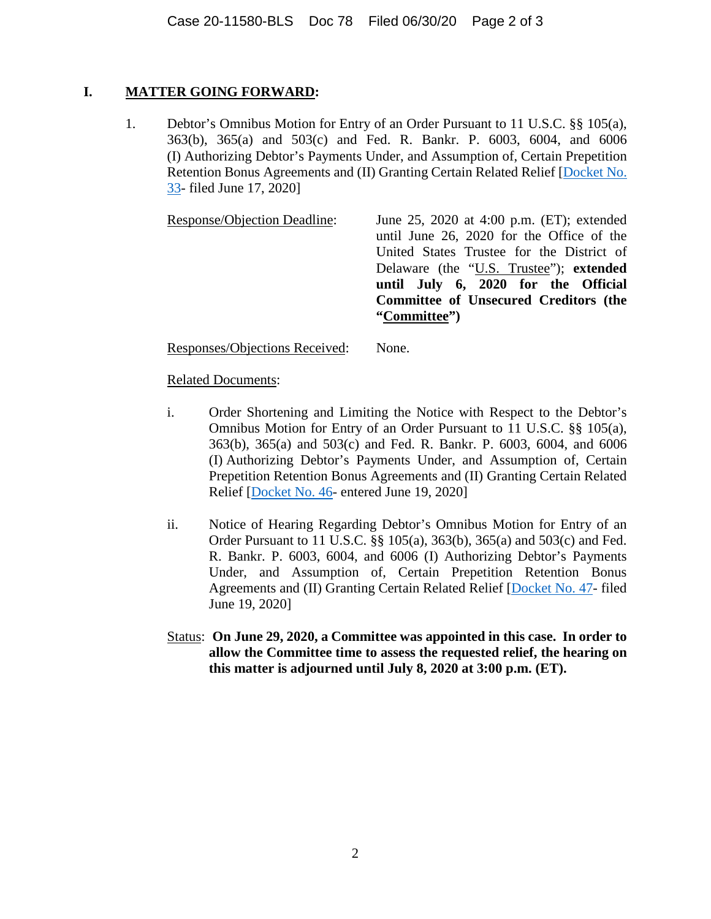## I. **MATTER GOING FORWARD:**

1. Debtor's Omnibus Motion for Entry of an Order Pursuant to 11 U.S.C. §§ 105(a), 363(b), 365(a) and 503(c) and Fed. R. Bankr. P. 6003, 6004, and 6006 (I) Authorizing Debtor's Payments Under, and Assumption of, Certain Prepetition Retention Bonus Agreements and (II) Granting Certain Related Relief [Docket No. 33- filed June 17, 2020]

   Response/Objection Deadline: June 25, 2020 at 4:00 p.m. (ET); extended until June 26, 2020 for the Office of the United States Trustee for the District of Delaware (the "U.S. Trustee"); **extended until July 6, 2020 for the Official Committee of Unsecured Creditors (the "Committee")**

   Responses/Objections Received: None.

   Related Documents:

   i. Order Shortening and Limiting the Notice with Respect to the Debtor's Omnibus Motion for Entry of an Order Pursuant to 11 U.S.C. §§ 105(a), 363(b), 365(a) and 503(c) and Fed. R. Bankr. P. 6003, 6004, and 6006 (I) Authorizing Debtor's Payments Under, and Assumption of, Certain Prepetition Retention Bonus Agreements and (II) Granting Certain Related Relief [Docket No. 46- entered June 19, 2020]

   ii. Notice of Hearing Regarding Debtor's Omnibus Motion for Entry of an Order Pursuant to 11 U.S.C. §§ 105(a), 363(b), 365(a) and 503(c) and Fed. R. Bankr. P. 6003, 6004, and 6006 (I) Authorizing Debtor's Payments Under, and Assumption of, Certain Prepetition Retention Bonus Agreements and (II) Granting Certain Related Relief [Docket No. 47- filed June 19, 2020]

   Status: **On June 29, 2020, a Committee was appointed in this case. In order to allow the Committee time to assess the requested relief, the hearing on this matter is adjourned until July 8, 2020 at 3:00 p.m. (ET).**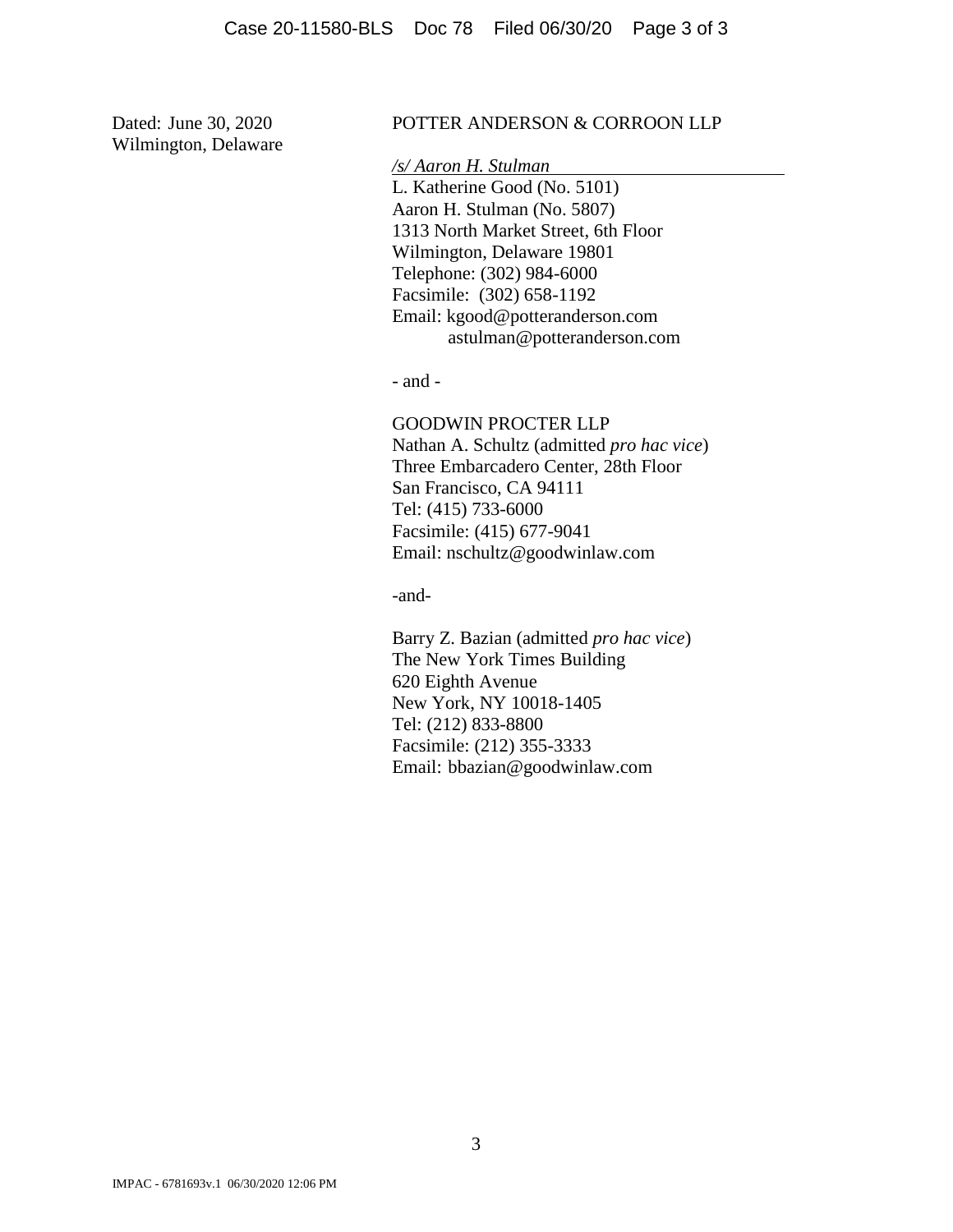Dated: June 30, 2020
Wilmington, Delaware

POTTER ANDERSON & CORROON LLP

*/s/ Aaron H. Stulman*
L. Katherine Good (No. 5101)
Aaron H. Stulman (No. 5807)
1313 North Market Street, 6th Floor
Wilmington, Delaware 19801
Telephone: (302) 984-6000
Facsimile: (302) 658-1192
Email: kgood@potteranderson.com
astulman@potteranderson.com

- and -

GOODWIN PROCTER LLP
Nathan A. Schultz (admitted *pro hac vice*)
Three Embarcadero Center, 28th Floor
San Francisco, CA 94111
Tel: (415) 733-6000
Facsimile: (415) 677-9041
Email: nschultz@goodwinlaw.com

-and-

Barry Z. Bazian (admitted *pro hac vice*)
The New York Times Building
620 Eighth Avenue
New York, NY 10018-1405
Tel: (212) 833-8800
Facsimile: (212) 355-3333
Email: bbazian@goodwinlaw.com

IMPAC - 6781693v.1 06/30/2020 12:06 PM